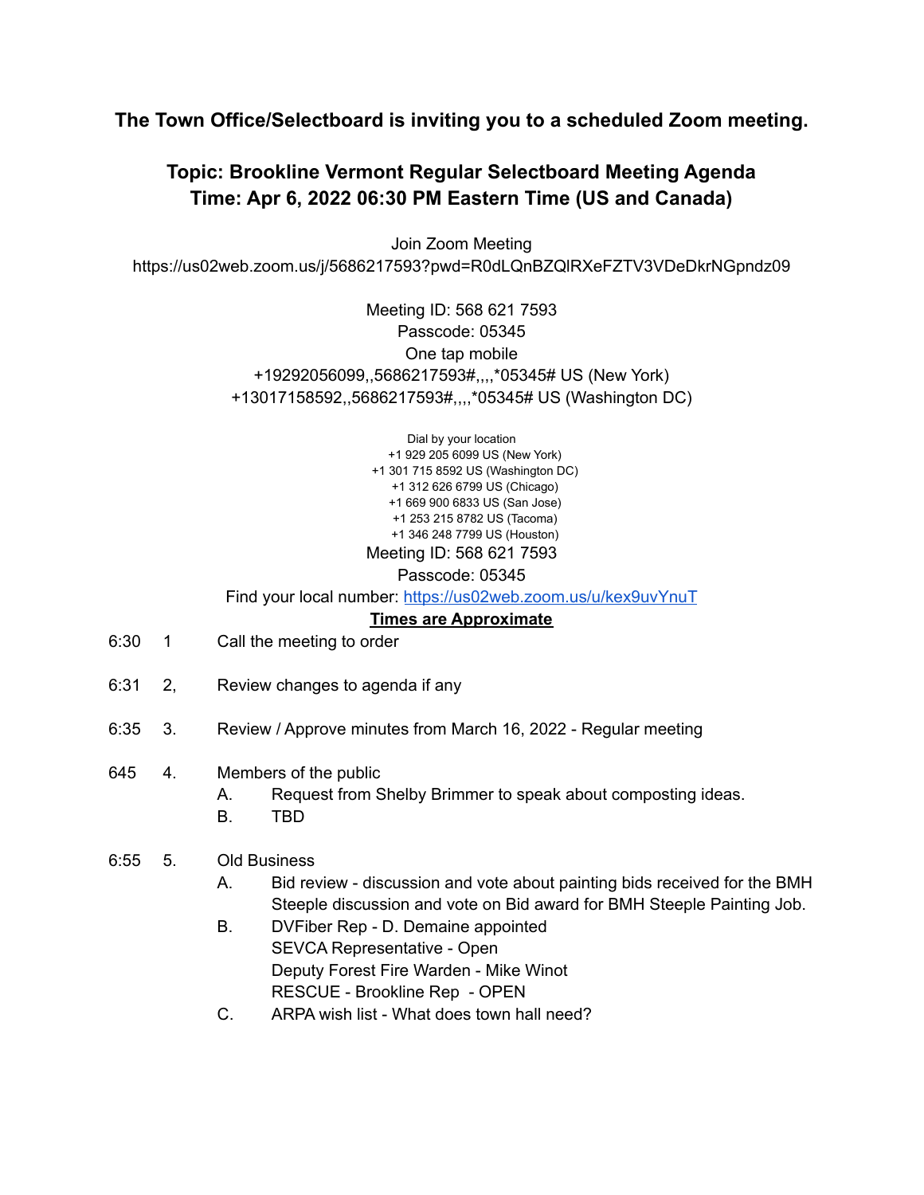**The Town Office/Selectboard is inviting you to a scheduled Zoom meeting.**

## Topic: Brookline Vermont Regular Selectboard Meeting Agenda
## Time: Apr 6, 2022 06:30 PM Eastern Time (US and Canada)

Join Zoom Meeting
https://us02web.zoom.us/j/5686217593?pwd=R0dLQnBZQlRXeFZTV3VDeDkrNGpndz09

Meeting ID: 568 621 7593
Passcode: 05345
One tap mobile
+19292056099,,5686217593#,,,,*05345# US (New York)
+13017158592,,5686217593#,,,,*05345# US (Washington DC)

Dial by your location
+1 929 205 6099 US (New York)
+1 301 715 8592 US (Washington DC)
+1 312 626 6799 US (Chicago)
+1 669 900 6833 US (San Jose)
+1 253 215 8782 US (Tacoma)
+1 346 248 7799 US (Houston)
Meeting ID: 568 621 7593
Passcode: 05345
Find your local number: https://us02web.zoom.us/u/kex9uvYnuT

**Times are Approximate**

6:30 1 Call the meeting to order

6:31 2, Review changes to agenda if any

6:35 3. Review / Approve minutes from March 16, 2022 - Regular meeting

645 4. Members of the public
- A. Request from Shelby Brimmer to speak about composting ideas.
- B. TBD

6:55 5. Old Business
- A. Bid review - discussion and vote about painting bids received for the BMH Steeple discussion and vote on Bid award for BMH Steeple Painting Job.
- B. DVFiber Rep - D. Demaine appointed
  SEVCA Representative - Open
  Deputy Forest Fire Warden - Mike Winot
  RESCUE - Brookline Rep - OPEN
- C. ARPA wish list - What does town hall need?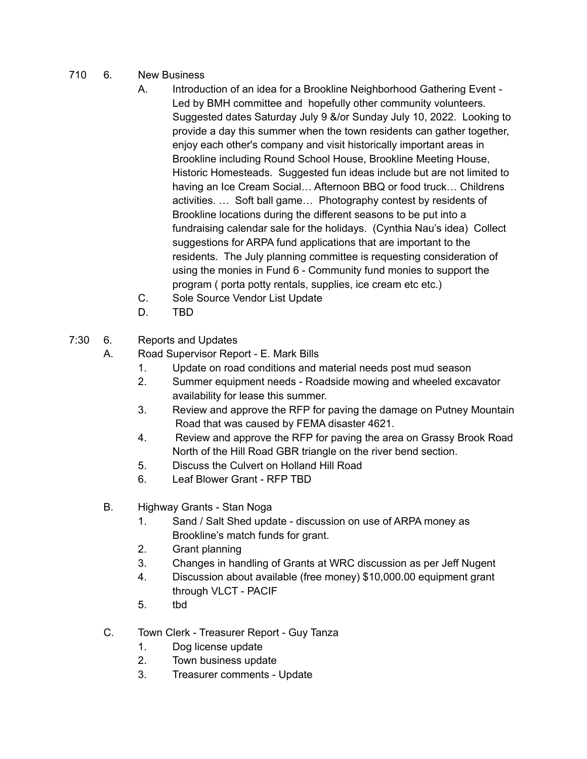710 6. New Business

A. Introduction of an idea for a Brookline Neighborhood Gathering Event - Led by BMH committee and hopefully other community volunteers. Suggested dates Saturday July 9 &/or Sunday July 10, 2022. Looking to provide a day this summer when the town residents can gather together, enjoy each other's company and visit historically important areas in Brookline including Round School House, Brookline Meeting House, Historic Homesteads. Suggested fun ideas include but are not limited to having an Ice Cream Social… Afternoon BBQ or food truck… Childrens activities. … Soft ball game… Photography contest by residents of Brookline locations during the different seasons to be put into a fundraising calendar sale for the holidays. (Cynthia Nau's idea) Collect suggestions for ARPA fund applications that are important to the residents. The July planning committee is requesting consideration of using the monies in Fund 6 - Community fund monies to support the program ( porta potty rentals, supplies, ice cream etc etc.)

C. Sole Source Vendor List Update

D. TBD

7:30 6. Reports and Updates

A. Road Supervisor Report - E. Mark Bills

1. Update on road conditions and material needs post mud season
2. Summer equipment needs - Roadside mowing and wheeled excavator availability for lease this summer.
3. Review and approve the RFP for paving the damage on Putney Mountain Road that was caused by FEMA disaster 4621.
4. Review and approve the RFP for paving the area on Grassy Brook Road North of the Hill Road GBR triangle on the river bend section.
5. Discuss the Culvert on Holland Hill Road
6. Leaf Blower Grant - RFP TBD

B. Highway Grants - Stan Noga

1. Sand / Salt Shed update - discussion on use of ARPA money as Brookline's match funds for grant.
2. Grant planning
3. Changes in handling of Grants at WRC discussion as per Jeff Nugent
4. Discussion about available (free money) $10,000.00 equipment grant through VLCT - PACIF
5. tbd

C. Town Clerk - Treasurer Report - Guy Tanza

1. Dog license update
2. Town business update
3. Treasurer comments - Update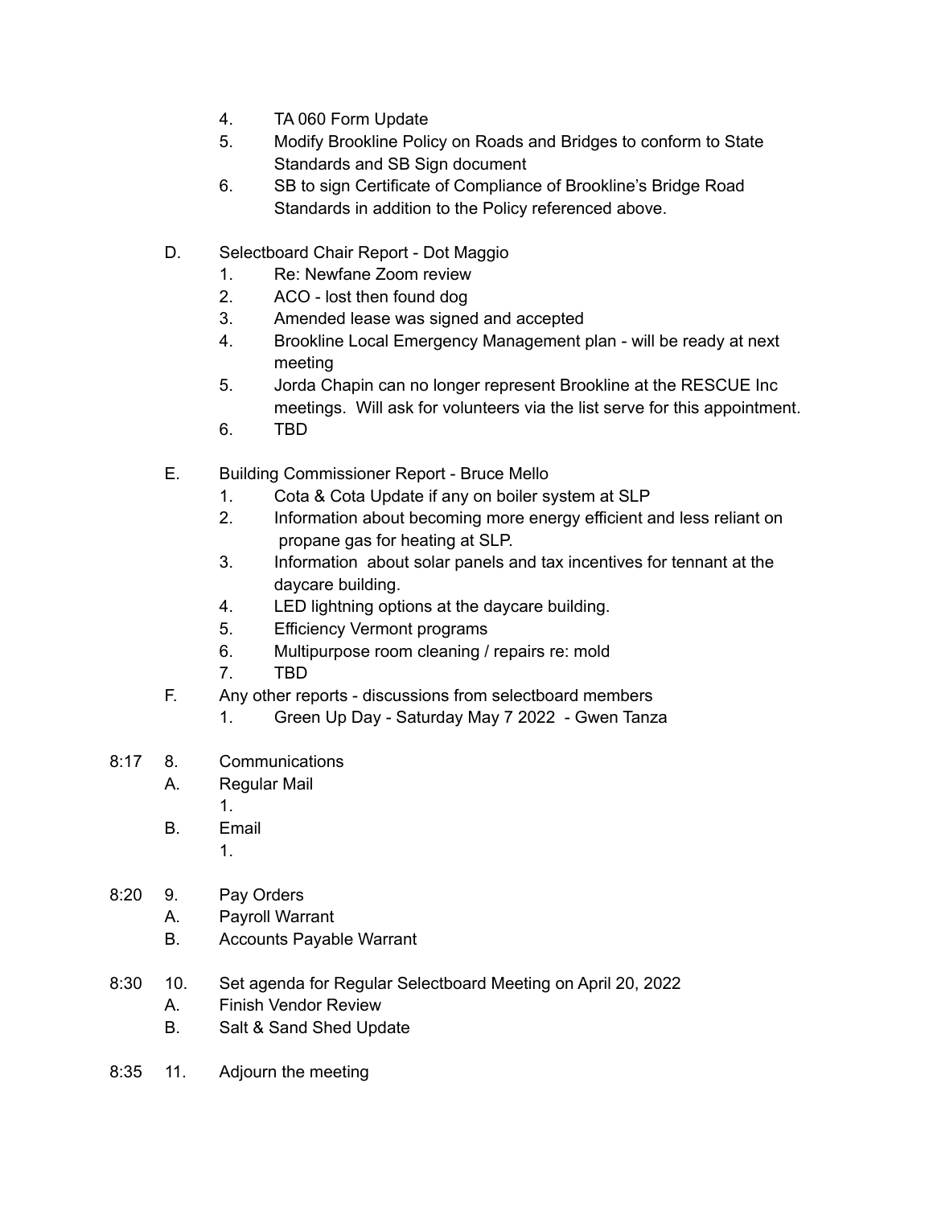4. TA 060 Form Update
5. Modify Brookline Policy on Roads and Bridges to conform to State Standards and SB Sign document
6. SB to sign Certificate of Compliance of Brookline's Bridge Road Standards in addition to the Policy referenced above.

D. Selectboard Chair Report - Dot Maggio
  1. Re: Newfane Zoom review
  2. ACO - lost then found dog
  3. Amended lease was signed and accepted
  4. Brookline Local Emergency Management plan - will be ready at next meeting
  5. Jorda Chapin can no longer represent Brookline at the RESCUE Inc meetings. Will ask for volunteers via the list serve for this appointment.
  6. TBD

E. Building Commissioner Report - Bruce Mello
  1. Cota & Cota Update if any on boiler system at SLP
  2. Information about becoming more energy efficient and less reliant on propane gas for heating at SLP.
  3. Information about solar panels and tax incentives for tennant at the daycare building.
  4. LED lightning options at the daycare building.
  5. Efficiency Vermont programs
  6. Multipurpose room cleaning / repairs re: mold
  7. TBD

F. Any other reports - discussions from selectboard members
  1. Green Up Day - Saturday May 7 2022 - Gwen Tanza

8:17 8. Communications
  A. Regular Mail
    1.
  B. Email
    1.

8:20 9. Pay Orders
  A. Payroll Warrant
  B. Accounts Payable Warrant

8:30 10. Set agenda for Regular Selectboard Meeting on April 20, 2022
  A. Finish Vendor Review
  B. Salt & Sand Shed Update

8:35 11. Adjourn the meeting